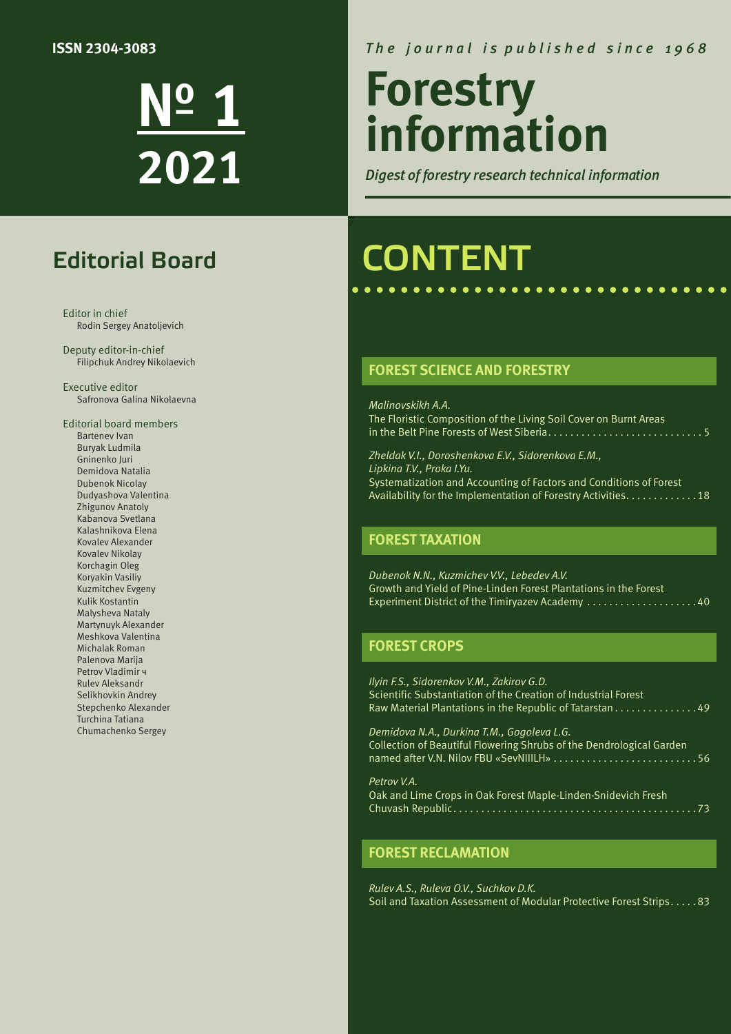**ISSN 2304-3083**

# № 1 2021

*The journal is published since 1968*

# Forestry information

*Digest of forestry research technical information*

## Editorial Board

Editor in chief
Rodin Sergey Anatoljevich

Deputy editor-in-chief
Filipchuk Andrey Nikolaevich

Executive editor
Safronova Galina Nikolaevna

Editorial board members
Bartenev Ivan
Buryak Ludmila
Gninenko Juri
Demidova Natalia
Dubenok Nicolay
Dudyashova Valentina
Zhigunov Anatoly
Kabanova Svetlana
Kalashnikova Elena
Kovalev Alexander
Kovalev Nikolay
Korchagin Oleg
Koryakin Vasiliy
Kuzmitchev Evgeny
Kulik Kostantin
Malysheva Nataly
Martynuyk Alexander
Meshkova Valentina
Michalak Roman
Palenova Marija
Petrov Vladimir ч
Rulev Aleksandr
Selikhovkin Andrey
Stepchenko Alexander
Turchina Tatiana
Chumachenko Sergey

## CONTENT

### FOREST SCIENCE AND FORESTRY

*Malinovskikh A.A.*
The Floristic Composition of the Living Soil Cover on Burnt Areas in the Belt Pine Forests of West Siberia . . . . . 5

*Zheldak V.I., Doroshenkova E.V., Sidorenkova E.M., Lipkina T.V., Proka I.Yu.*
Systematization and Accounting of Factors and Conditions of Forest Availability for the Implementation of Forestry Activities . . . . . 18

### FOREST TAXATION

*Dubenok N.N., Kuzmichev V.V., Lebedev A.V.*
Growth and Yield of Pine-Linden Forest Plantations in the Forest Experiment District of the Timiryazev Academy . . . . . 40

### FOREST CROPS

*Ilyin F.S., Sidorenkov V.M., Zakirov G.D.*
Scientific Substantiation of the Creation of Industrial Forest Raw Material Plantations in the Republic of Tatarstan . . . . . 49

*Demidova N.A., Durkina T.M., Gogoleva L.G.*
Collection of Beautiful Flowering Shrubs of the Dendrological Garden named after V.N. Nilov FBU «SevNIIILH» . . . . . 56

*Petrov V.A.*
Oak and Lime Crops in Oak Forest Maple-Linden-Snidevich Fresh Chuvash Republic . . . . . 73

### FOREST RECLAMATION

*Rulev A.S., Ruleva O.V., Suchkov D.K.*
Soil and Taxation Assessment of Modular Protective Forest Strips . . . . . 83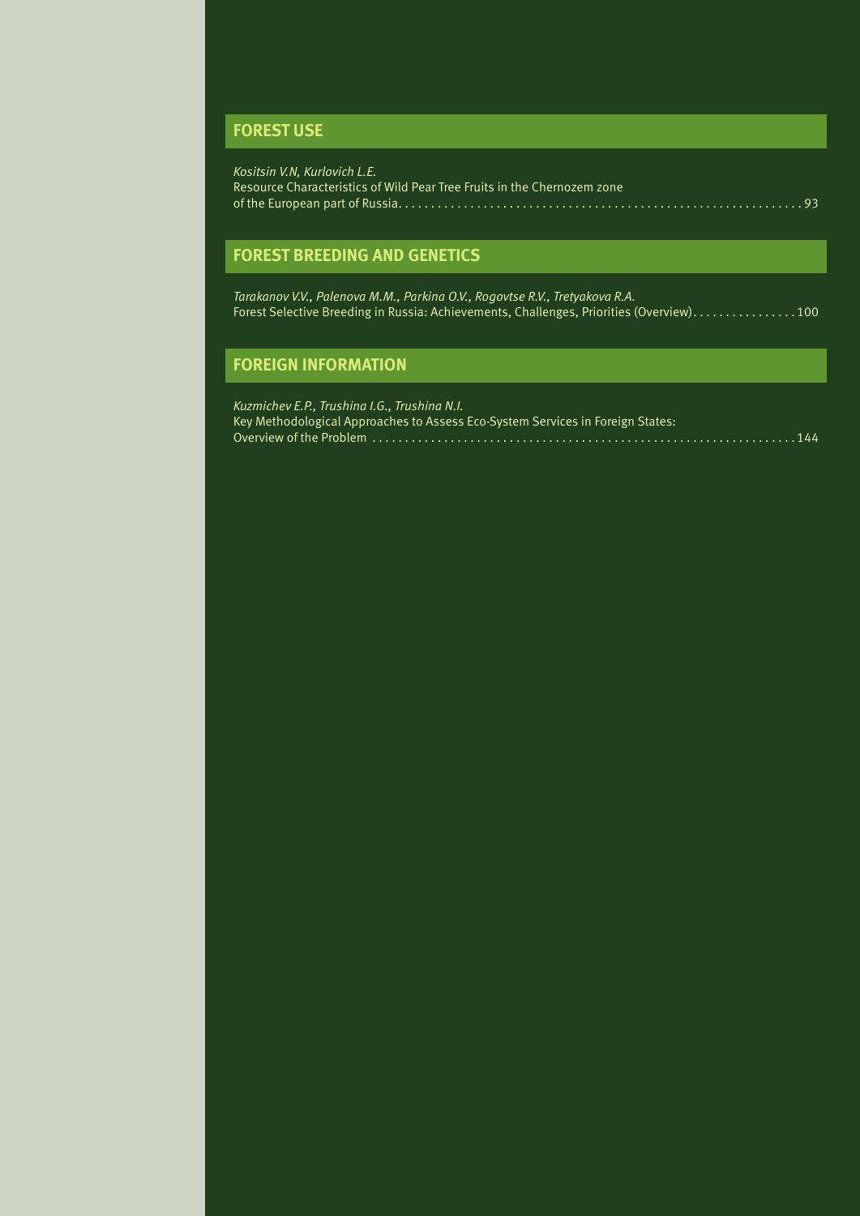## FOREST USE

*Kositsin V.N, Kurlovich L.E.*
Resource Characteristics of Wild Pear Tree Fruits in the Chernozem zone of the European part of Russia. . . . . . . . . . . . . . . . . . . . . . . . . . . . . . . . . . . . . . . . . . . . . . . . . . . . . . . . . . . . . . 93

## FOREST BREEDING AND GENETICS

*Tarakanov V.V., Palenova M.M., Parkina O.V., Rogovtse R.V., Tretyakova R.A.*
Forest Selective Breeding in Russia: Achievements, Challenges, Priorities (Overview). . . . . . . . . . . . . . . . 100

## FOREIGN INFORMATION

*Kuzmichev E.P., Trushina I.G., Trushina N.I.*
Key Methodological Approaches to Assess Eco-System Services in Foreign States: Overview of the Problem . . . . . . . . . . . . . . . . . . . . . . . . . . . . . . . . . . . . . . . . . . . . . . . . . . . . . . . . . . . . . . . . 144